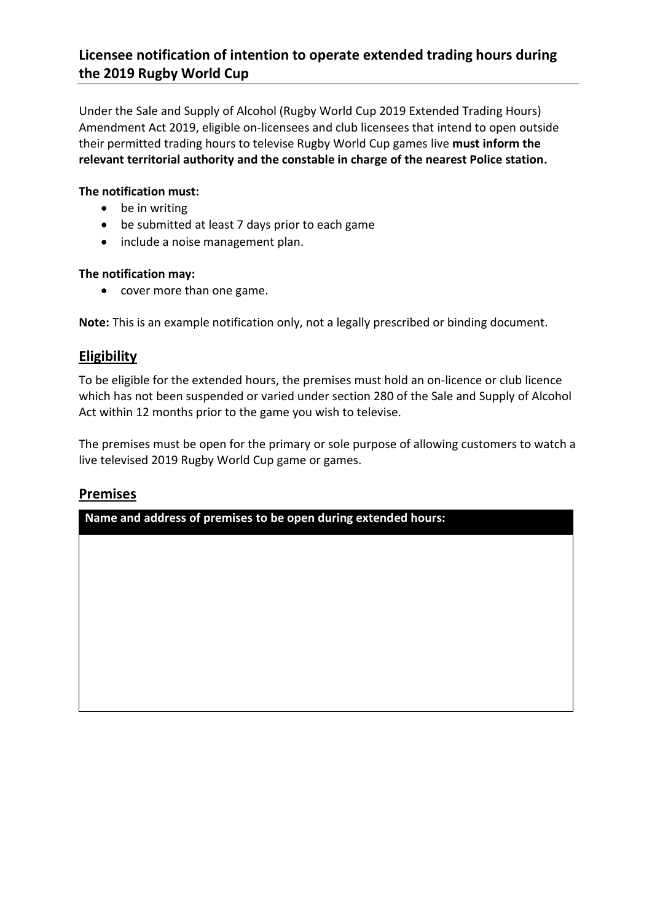## Licensee notification of intention to operate extended trading hours during the 2019 Rugby World Cup

Under the Sale and Supply of Alcohol (Rugby World Cup 2019 Extended Trading Hours) Amendment Act 2019, eligible on-licensees and club licensees that intend to open outside their permitted trading hours to televise Rugby World Cup games live **must inform the relevant territorial authority and the constable in charge of the nearest Police station.**

**The notification must:**

- be in writing
- be submitted at least 7 days prior to each game
- include a noise management plan.

**The notification may:**

- cover more than one game.

**Note:** This is an example notification only, not a legally prescribed or binding document.

## Eligibility

To be eligible for the extended hours, the premises must hold an on-licence or club licence which has not been suspended or varied under section 280 of the Sale and Supply of Alcohol Act within 12 months prior to the game you wish to televise.

The premises must be open for the primary or sole purpose of allowing customers to watch a live televised 2019 Rugby World Cup game or games.

## Premises

| Name and address of premises to be open during extended hours: |
| --- |
| |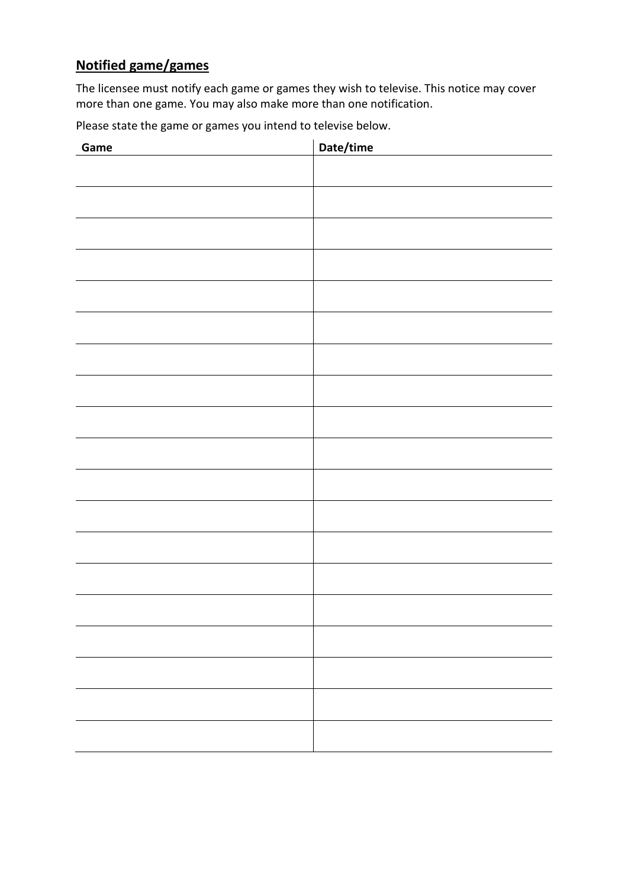## **Notified game/games**

The licensee must notify each game or games they wish to televise. This notice may cover more than one game. You may also make more than one notification.

Please state the game or games you intend to televise below.

| Game | Date/time |
|---|---|
| | |
| | |
| | |
| | |
| | |
| | |
| | |
| | |
| | |
| | |
| | |
| | |
| | |
| | |
| | |
| | |
| | |
| | |
| | |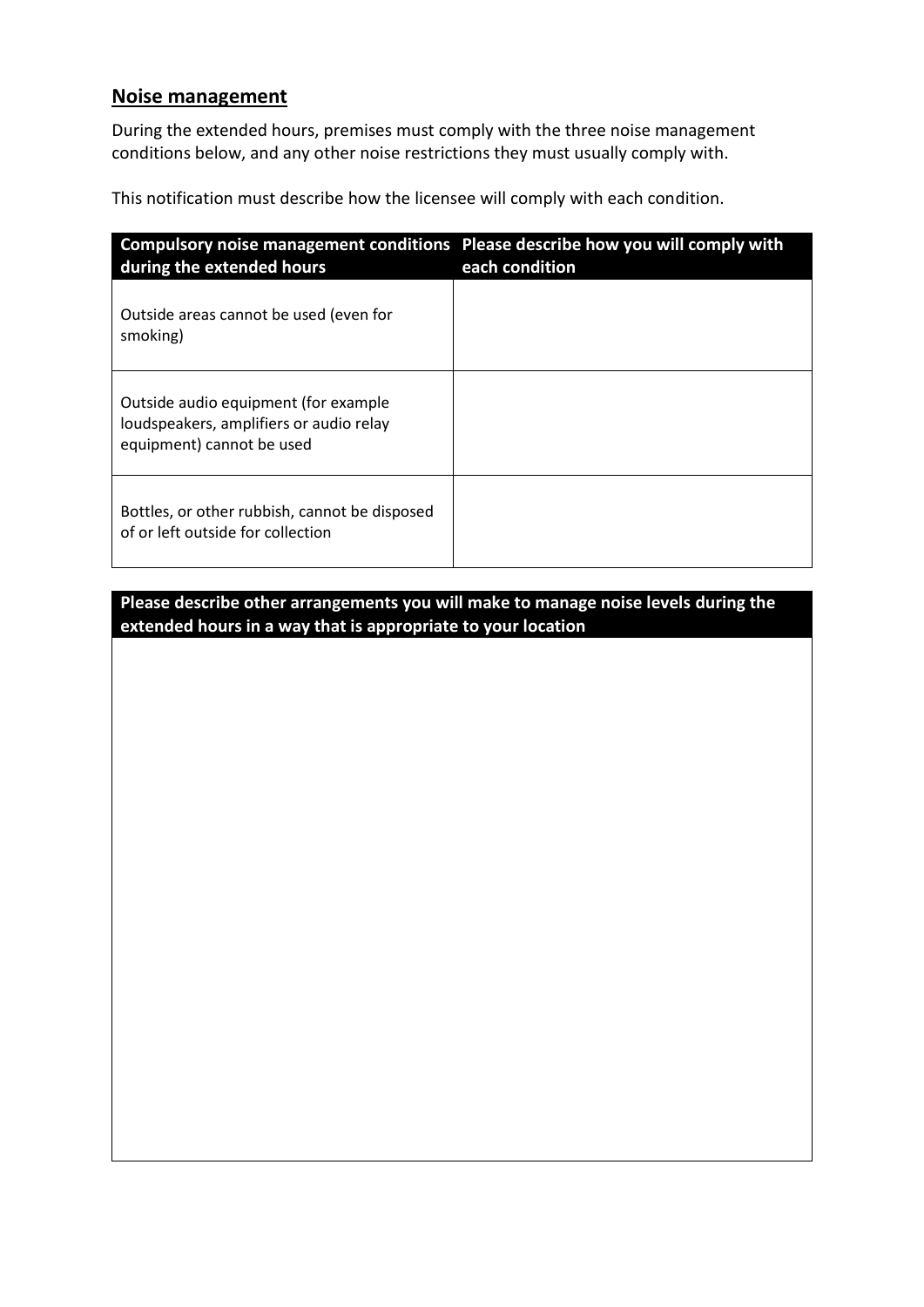## Noise management

During the extended hours, premises must comply with the three noise management conditions below, and any other noise restrictions they must usually comply with.

This notification must describe how the licensee will comply with each condition.

| Compulsory noise management conditions during the extended hours | Please describe how you will comply with each condition |
|---|---|
| Outside areas cannot be used (even for smoking) | |
| Outside audio equipment (for example loudspeakers, amplifiers or audio relay equipment) cannot be used | |
| Bottles, or other rubbish, cannot be disposed of or left outside for collection | |

| Please describe other arrangements you will make to manage noise levels during the extended hours in a way that is appropriate to your location |
|---|
| |